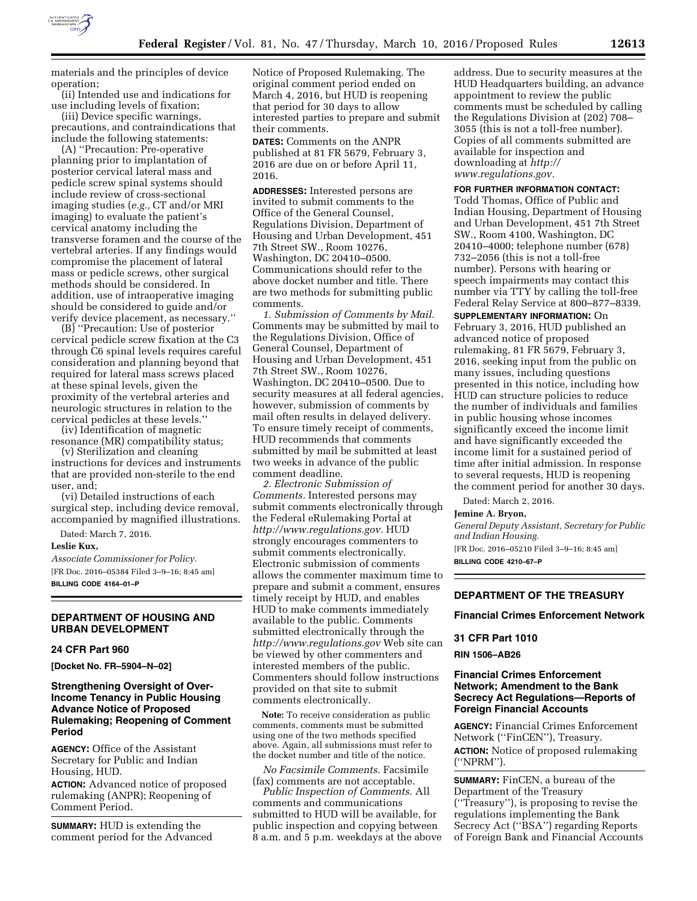materials and the principles of device operation;

(ii) Intended use and indications for use including levels of fixation;

(iii) Device specific warnings, precautions, and contraindications that include the following statements:

(A) ''Precaution: Pre-operative planning prior to implantation of posterior cervical lateral mass and pedicle screw spinal systems should include review of cross-sectional imaging studies (*e.g.,* CT and/or MRI imaging) to evaluate the patient's cervical anatomy including the transverse foramen and the course of the vertebral arteries. If any findings would compromise the placement of lateral mass or pedicle screws, other surgical methods should be considered. In addition, use of intraoperative imaging should be considered to guide and/or verify device placement, as necessary.''

(B) ''Precaution: Use of posterior cervical pedicle screw fixation at the C3 through C6 spinal levels requires careful consideration and planning beyond that required for lateral mass screws placed at these spinal levels, given the proximity of the vertebral arteries and neurologic structures in relation to the cervical pedicles at these levels.''

(iv) Identification of magnetic resonance (MR) compatibility status;

(v) Sterilization and cleaning instructions for devices and instruments that are provided non-sterile to the end user, and;

(vi) Detailed instructions of each surgical step, including device removal, accompanied by magnified illustrations.

Dated: March 7, 2016.

**Leslie Kux,**

*Associate Commissioner for Policy.*

[FR Doc. 2016–05384 Filed 3–9–16; 8:45 am]

**BILLING CODE 4164–01–P**

## DEPARTMENT OF HOUSING AND URBAN DEVELOPMENT

### 24 CFR Part 960

**[Docket No. FR–5904–N–02]**

### Strengthening Oversight of Over-Income Tenancy in Public Housing Advance Notice of Proposed Rulemaking; Reopening of Comment Period

**AGENCY:** Office of the Assistant Secretary for Public and Indian Housing, HUD.

**ACTION:** Advanced notice of proposed rulemaking (ANPR); Reopening of Comment Period.

**SUMMARY:** HUD is extending the comment period for the Advanced Notice of Proposed Rulemaking. The original comment period ended on March 4, 2016, but HUD is reopening that period for 30 days to allow interested parties to prepare and submit their comments.

**DATES:** Comments on the ANPR published at 81 FR 5679, February 3, 2016 are due on or before April 11, 2016.

**ADDRESSES:** Interested persons are invited to submit comments to the Office of the General Counsel, Regulations Division, Department of Housing and Urban Development, 451 7th Street SW., Room 10276, Washington, DC 20410–0500. Communications should refer to the above docket number and title. There are two methods for submitting public comments.

*1. Submission of Comments by Mail.* Comments may be submitted by mail to the Regulations Division, Office of General Counsel, Department of Housing and Urban Development, 451 7th Street SW., Room 10276, Washington, DC 20410–0500. Due to security measures at all federal agencies, however, submission of comments by mail often results in delayed delivery. To ensure timely receipt of comments, HUD recommends that comments submitted by mail be submitted at least two weeks in advance of the public comment deadline.

*2. Electronic Submission of Comments.* Interested persons may submit comments electronically through the Federal eRulemaking Portal at *http://www.regulations.gov.* HUD strongly encourages commenters to submit comments electronically. Electronic submission of comments allows the commenter maximum time to prepare and submit a comment, ensures timely receipt by HUD, and enables HUD to make comments immediately available to the public. Comments submitted electronically through the *http://www.regulations.gov* Web site can be viewed by other commenters and interested members of the public. Commenters should follow instructions provided on that site to submit comments electronically.

**Note:** To receive consideration as public comments, comments must be submitted using one of the two methods specified above. Again, all submissions must refer to the docket number and title of the notice.

*No Facsimile Comments.* Facsimile (fax) comments are not acceptable.

*Public Inspection of Comments.* All comments and communications submitted to HUD will be available, for public inspection and copying between 8 a.m. and 5 p.m. weekdays at the above address. Due to security measures at the HUD Headquarters building, an advance appointment to review the public comments must be scheduled by calling the Regulations Division at (202) 708–3055 (this is not a toll-free number). Copies of all comments submitted are available for inspection and downloading at *http://www.regulations.gov.*

**FOR FURTHER INFORMATION CONTACT:** Todd Thomas, Office of Public and Indian Housing, Department of Housing and Urban Development, 451 7th Street SW., Room 4100, Washington, DC 20410–4000; telephone number (678) 732–2056 (this is not a toll-free number). Persons with hearing or speech impairments may contact this number via TTY by calling the toll-free Federal Relay Service at 800–877–8339.

**SUPPLEMENTARY INFORMATION:** On February 3, 2016, HUD published an advanced notice of proposed rulemaking, 81 FR 5679, February 3, 2016, seeking input from the public on many issues, including questions presented in this notice, including how HUD can structure policies to reduce the number of individuals and families in public housing whose incomes significantly exceed the income limit and have significantly exceeded the income limit for a sustained period of time after initial admission. In response to several requests, HUD is reopening the comment period for another 30 days.

Dated: March 2, 2016.

**Jemine A. Bryon,**

*General Deputy Assistant, Secretary for Public and Indian Housing.*

[FR Doc. 2016–05210 Filed 3–9–16; 8:45 am]

**BILLING CODE 4210–67–P**

## DEPARTMENT OF THE TREASURY

### Financial Crimes Enforcement Network

### 31 CFR Part 1010

**RIN 1506–AB26**

### Financial Crimes Enforcement Network; Amendment to the Bank Secrecy Act Regulations—Reports of Foreign Financial Accounts

**AGENCY:** Financial Crimes Enforcement Network (''FinCEN''), Treasury.

**ACTION:** Notice of proposed rulemaking (''NPRM'').

**SUMMARY:** FinCEN, a bureau of the Department of the Treasury (''Treasury''), is proposing to revise the regulations implementing the Bank Secrecy Act (''BSA'') regarding Reports of Foreign Bank and Financial Accounts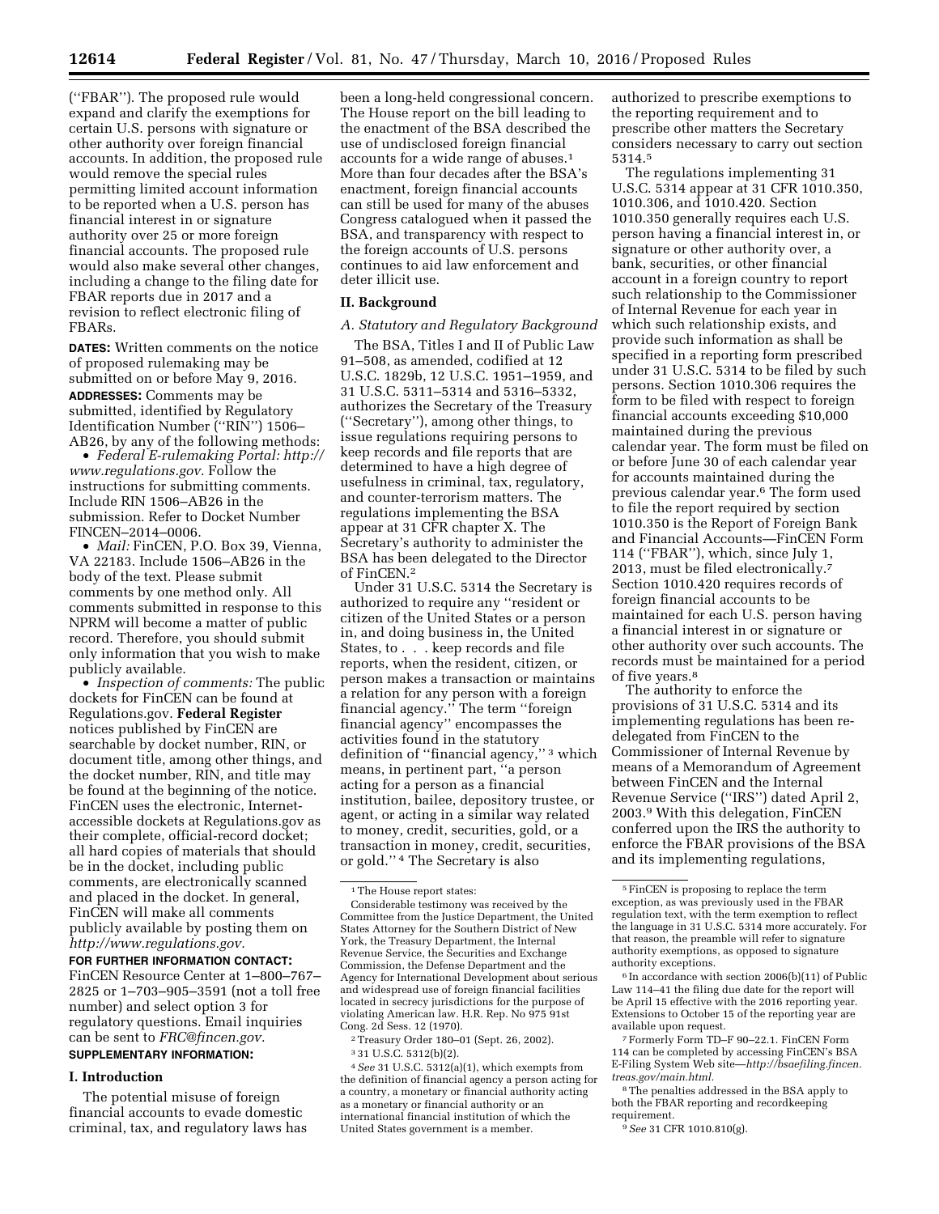(''FBAR''). The proposed rule would expand and clarify the exemptions for certain U.S. persons with signature or other authority over foreign financial accounts. In addition, the proposed rule would remove the special rules permitting limited account information to be reported when a U.S. person has financial interest in or signature authority over 25 or more foreign financial accounts. The proposed rule would also make several other changes, including a change to the filing date for FBAR reports due in 2017 and a revision to reflect electronic filing of FBARs.

**DATES:** Written comments on the notice of proposed rulemaking may be submitted on or before May 9, 2016.

**ADDRESSES:** Comments may be submitted, identified by Regulatory Identification Number (''RIN'') 1506–AB26, by any of the following methods:

- *Federal E-rulemaking Portal: http://www.regulations.gov.* Follow the instructions for submitting comments. Include RIN 1506–AB26 in the submission. Refer to Docket Number FINCEN–2014–0006.
- *Mail:* FinCEN, P.O. Box 39, Vienna, VA 22183. Include 1506–AB26 in the body of the text. Please submit comments by one method only. All comments submitted in response to this NPRM will become a matter of public record. Therefore, you should submit only information that you wish to make publicly available.
- *Inspection of comments:* The public dockets for FinCEN can be found at Regulations.gov. **Federal Register** notices published by FinCEN are searchable by docket number, RIN, or document title, among other things, and the docket number, RIN, and title may be found at the beginning of the notice. FinCEN uses the electronic, Internet-accessible dockets at Regulations.gov as their complete, official-record docket; all hard copies of materials that should be in the docket, including public comments, are electronically scanned and placed in the docket. In general, FinCEN will make all comments publicly available by posting them on *http://www.regulations.gov.*

**FOR FURTHER INFORMATION CONTACT:** FinCEN Resource Center at 1–800–767–2825 or 1–703–905–3591 (not a toll free number) and select option 3 for regulatory questions. Email inquiries can be sent to *FRC@fincen.gov.*

**SUPPLEMENTARY INFORMATION:**

## I. Introduction

The potential misuse of foreign financial accounts to evade domestic criminal, tax, and regulatory laws has been a long-held congressional concern. The House report on the bill leading to the enactment of the BSA described the use of undisclosed foreign financial accounts for a wide range of abuses.[1] More than four decades after the BSA's enactment, foreign financial accounts can still be used for many of the abuses Congress catalogued when it passed the BSA, and transparency with respect to the foreign accounts of U.S. persons continues to aid law enforcement and deter illicit use.

## II. Background

### A. Statutory and Regulatory Background

The BSA, Titles I and II of Public Law 91–508, as amended, codified at 12 U.S.C. 1829b, 12 U.S.C. 1951–1959, and 31 U.S.C. 5311–5314 and 5316–5332, authorizes the Secretary of the Treasury (''Secretary''), among other things, to issue regulations requiring persons to keep records and file reports that are determined to have a high degree of usefulness in criminal, tax, regulatory, and counter-terrorism matters. The regulations implementing the BSA appear at 31 CFR chapter X. The Secretary's authority to administer the BSA has been delegated to the Director of FinCEN.[2]

Under 31 U.S.C. 5314 the Secretary is authorized to require any ''resident or citizen of the United States or a person in, and doing business in, the United States, to . . . keep records and file reports, when the resident, citizen, or person makes a transaction or maintains a relation for any person with a foreign financial agency.'' The term ''foreign financial agency'' encompasses the activities found in the statutory definition of ''financial agency,'' [3] which means, in pertinent part, ''a person acting for a person as a financial institution, bailee, depository trustee, or agent, or acting in a similar way related to money, credit, securities, gold, or a transaction in money, credit, securities, or gold.'' [4] The Secretary is also authorized to prescribe exemptions to the reporting requirement and to prescribe other matters the Secretary considers necessary to carry out section 5314.[5]

The regulations implementing 31 U.S.C. 5314 appear at 31 CFR 1010.350, 1010.306, and 1010.420. Section 1010.350 generally requires each U.S. person having a financial interest in, or signature or other authority over, a bank, securities, or other financial account in a foreign country to report such relationship to the Commissioner of Internal Revenue for each year in which such relationship exists, and provide such information as shall be specified in a reporting form prescribed under 31 U.S.C. 5314 to be filed by such persons. Section 1010.306 requires the form to be filed with respect to foreign financial accounts exceeding $10,000 maintained during the previous calendar year. The form must be filed on or before June 30 of each calendar year for accounts maintained during the previous calendar year.[6] The form used to file the report required by section 1010.350 is the Report of Foreign Bank and Financial Accounts—FinCEN Form 114 (''FBAR''), which, since July 1, 2013, must be filed electronically.[7] Section 1010.420 requires records of foreign financial accounts to be maintained for each U.S. person having a financial interest in or signature or other authority over such accounts. The records must be maintained for a period of five years.[8]

The authority to enforce the provisions of 31 U.S.C. 5314 and its implementing regulations has been re-delegated from FinCEN to the Commissioner of Internal Revenue by means of a Memorandum of Agreement between FinCEN and the Internal Revenue Service (''IRS'') dated April 2, 2003.[9] With this delegation, FinCEN conferred upon the IRS the authority to enforce the FBAR provisions of the BSA and its implementing regulations,

---

[1] The House report states:

Considerable testimony was received by the Committee from the Justice Department, the United States Attorney for the Southern District of New York, the Treasury Department, the Internal Revenue Service, the Securities and Exchange Commission, the Defense Department and the Agency for International Development about serious and widespread use of foreign financial facilities located in secrecy jurisdictions for the purpose of violating American law. H.R. Rep. No 975 91st Cong. 2d Sess. 12 (1970).

[2] Treasury Order 180–01 (Sept. 26, 2002).

[3] 31 U.S.C. 5312(b)(2).

[4] *See* 31 U.S.C. 5312(a)(1), which exempts from the definition of financial agency a person acting for a country, a monetary or financial authority acting as a monetary or financial authority or an international financial institution of which the United States government is a member.

[5] FinCEN is proposing to replace the term exception, as was previously used in the FBAR regulation text, with the term exemption to reflect the language in 31 U.S.C. 5314 more accurately. For that reason, the preamble will refer to signature authority exemptions, as opposed to signature authority exceptions.

[6] In accordance with section 2006(b)(11) of Public Law 114–41 the filing due date for the report will be April 15 effective with the 2016 reporting year. Extensions to October 15 of the reporting year are available upon request.

[7] Formerly Form TD–F 90–22.1. FinCEN Form 114 can be completed by accessing FinCEN's BSA E-Filing System Web site—*http://bsaefiling.fincen.treas.gov/main.html.*

[8] The penalties addressed in the BSA apply to both the FBAR reporting and recordkeeping requirement.

[9] *See* 31 CFR 1010.810(g).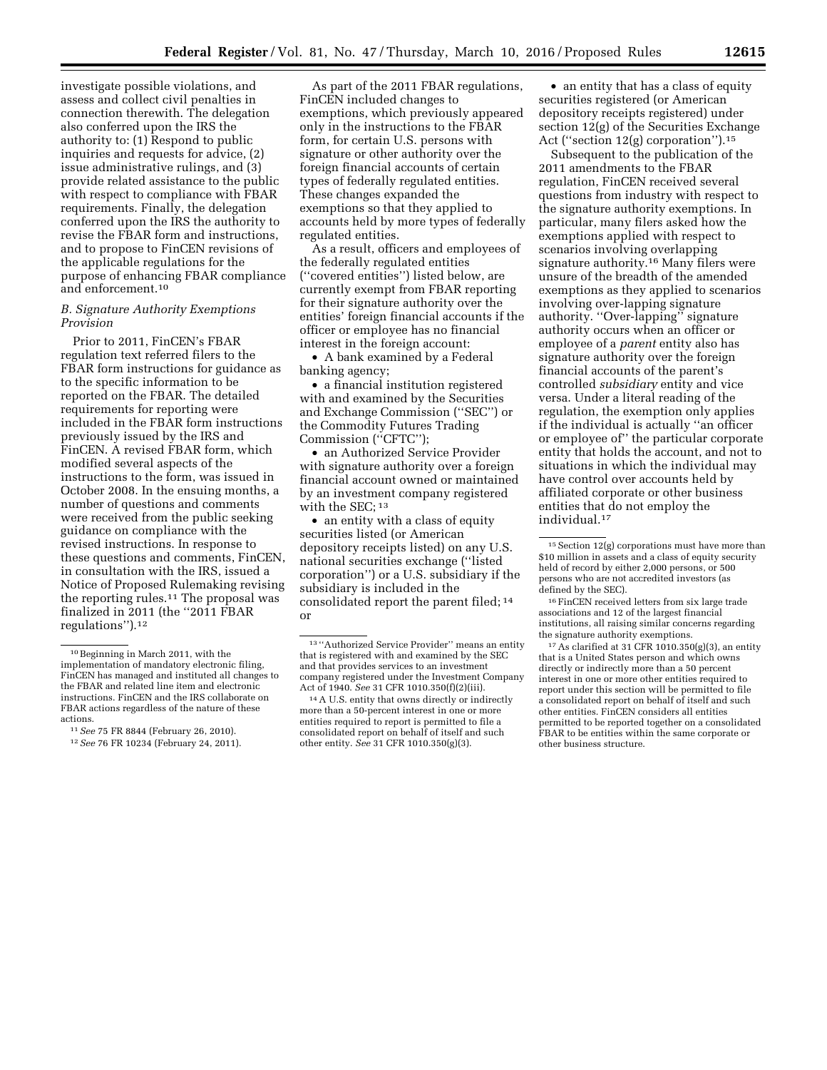investigate possible violations, and assess and collect civil penalties in connection therewith. The delegation also conferred upon the IRS the authority to: (1) Respond to public inquiries and requests for advice, (2) issue administrative rulings, and (3) provide related assistance to the public with respect to compliance with FBAR requirements. Finally, the delegation conferred upon the IRS the authority to revise the FBAR form and instructions, and to propose to FinCEN revisions of the applicable regulations for the purpose of enhancing FBAR compliance and enforcement.[10]

### *B. Signature Authority Exemptions Provision*

Prior to 2011, FinCEN's FBAR regulation text referred filers to the FBAR form instructions for guidance as to the specific information to be reported on the FBAR. The detailed requirements for reporting were included in the FBAR form instructions previously issued by the IRS and FinCEN. A revised FBAR form, which modified several aspects of the instructions to the form, was issued in October 2008. In the ensuing months, a number of questions and comments were received from the public seeking guidance on compliance with the revised instructions. In response to these questions and comments, FinCEN, in consultation with the IRS, issued a Notice of Proposed Rulemaking revising the reporting rules.[11] The proposal was finalized in 2011 (the ''2011 FBAR regulations'').[12]

As part of the 2011 FBAR regulations, FinCEN included changes to exemptions, which previously appeared only in the instructions to the FBAR form, for certain U.S. persons with signature or other authority over the foreign financial accounts of certain types of federally regulated entities. These changes expanded the exemptions so that they applied to accounts held by more types of federally regulated entities.

As a result, officers and employees of the federally regulated entities (''covered entities'') listed below, are currently exempt from FBAR reporting for their signature authority over the entities' foreign financial accounts if the officer or employee has no financial interest in the foreign account:

- A bank examined by a Federal banking agency;
- a financial institution registered with and examined by the Securities and Exchange Commission (''SEC'') or the Commodity Futures Trading Commission (''CFTC'');
- an Authorized Service Provider with signature authority over a foreign financial account owned or maintained by an investment company registered with the SEC;[13]
- an entity with a class of equity securities listed (or American depository receipts listed) on any U.S. national securities exchange (''listed corporation'') or a U.S. subsidiary if the subsidiary is included in the consolidated report the parent filed;[14] or
- an entity that has a class of equity securities registered (or American depository receipts registered) under section 12(g) of the Securities Exchange Act (''section 12(g) corporation'').[15]

Subsequent to the publication of the 2011 amendments to the FBAR regulation, FinCEN received several questions from industry with respect to the signature authority exemptions. In particular, many filers asked how the exemptions applied with respect to scenarios involving overlapping signature authority.[16] Many filers were unsure of the breadth of the amended exemptions as they applied to scenarios involving over-lapping signature authority. ''Over-lapping'' signature authority occurs when an officer or employee of a *parent* entity also has signature authority over the foreign financial accounts of the parent's controlled *subsidiary* entity and vice versa. Under a literal reading of the regulation, the exemption only applies if the individual is actually ''an officer or employee of'' the particular corporate entity that holds the account, and not to situations in which the individual may have control over accounts held by affiliated corporate or other business entities that do not employ the individual.[17]

---

[10] Beginning in March 2011, with the implementation of mandatory electronic filing, FinCEN has managed and instituted all changes to the FBAR and related line item and electronic instructions. FinCEN and the IRS collaborate on FBAR actions regardless of the nature of these actions.

[11] *See* 75 FR 8844 (February 26, 2010).

[12] *See* 76 FR 10234 (February 24, 2011).

[13] ''Authorized Service Provider'' means an entity that is registered with and examined by the SEC and that provides services to an investment company registered under the Investment Company Act of 1940. *See* 31 CFR 1010.350(f)(2)(iii).

[14] A U.S. entity that owns directly or indirectly more than a 50-percent interest in one or more entities required to report is permitted to file a consolidated report on behalf of itself and such other entity. *See* 31 CFR 1010.350(g)(3).

[15] Section 12(g) corporations must have more than $10 million in assets and a class of equity security held of record by either 2,000 persons, or 500 persons who are not accredited investors (as defined by the SEC).

[16] FinCEN received letters from six large trade associations and 12 of the largest financial institutions, all raising similar concerns regarding the signature authority exemptions.

[17] As clarified at 31 CFR 1010.350(g)(3), an entity that is a United States person and which owns directly or indirectly more than a 50 percent interest in one or more other entities required to report under this section will be permitted to file a consolidated report on behalf of itself and such other entities. FinCEN considers all entities permitted to be reported together on a consolidated FBAR to be entities within the same corporate or other business structure.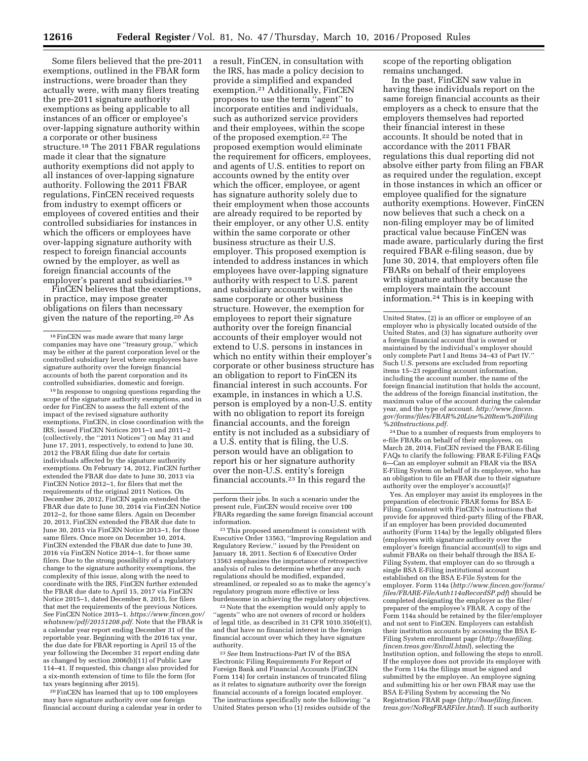Some filers believed that the pre-2011 exemptions, outlined in the FBAR form instructions, were broader than they actually were, with many filers treating the pre-2011 signature authority exemptions as being applicable to all instances of an officer or employee's over-lapping signature authority within a corporate or other business structure.[18] The 2011 FBAR regulations made it clear that the signature authority exemptions did not apply to all instances of over-lapping signature authority. Following the 2011 FBAR regulations, FinCEN received requests from industry to exempt officers or employees of covered entities and their controlled subsidiaries for instances in which the officers or employees have over-lapping signature authority with respect to foreign financial accounts owned by the employer, as well as foreign financial accounts of the employer's parent and subsidiaries.[19]

FinCEN believes that the exemptions, in practice, may impose greater obligations on filers than necessary given the nature of the reporting.[20] As a result, FinCEN, in consultation with the IRS, has made a policy decision to provide a simplified and expanded exemption.[21] Additionally, FinCEN proposes to use the term "agent" to incorporate entities and individuals, such as authorized service providers and their employees, within the scope of the proposed exemption.[22] The proposed exemption would eliminate the requirement for officers, employees, and agents of U.S. entities to report on accounts owned by the entity over which the officer, employee, or agent has signature authority solely due to their employment when those accounts are already required to be reported by their employer, or any other U.S. entity within the same corporate or other business structure as their U.S. employer. This proposed exemption is intended to address instances in which employees have over-lapping signature authority with respect to U.S. parent and subsidiary accounts within the same corporate or other business structure. However, the exemption for employees to report their signature authority over the foreign financial accounts of their employer would not extend to U.S. persons in instances in which no entity within their employer's corporate or other business structure has an obligation to report to FinCEN its financial interest in such accounts. For example, in instances in which a U.S. person is employed by a non-U.S. entity with no obligation to report its foreign financial accounts, and the foreign entity is not included as a subsidiary of a U.S. entity that is filing, the U.S. person would have an obligation to report his or her signature authority over the non-U.S. entity's foreign financial accounts.[23] In this regard the scope of the reporting obligation remains unchanged.

In the past, FinCEN saw value in having these individuals report on the same foreign financial accounts as their employers as a check to ensure that the employers themselves had reported their financial interest in these accounts. It should be noted that in accordance with the 2011 FBAR regulations this dual reporting did not absolve either party from filing an FBAR as required under the regulation, except in those instances in which an officer or employee qualified for the signature authority exemptions. However, FinCEN now believes that such a check on a non-filing employer may be of limited practical value because FinCEN was made aware, particularly during the first required FBAR e-filing season, due by June 30, 2014, that employers often file FBARs on behalf of their employees with signature authority because the employers maintain the account information.[24] This is in keeping with

---

[18] FinCEN was made aware that many large companies may have one "treasury group," which may be either at the parent corporation level or the controlled subsidiary level where employees have signature authority over the foreign financial accounts of both the parent corporation and its controlled subsidiaries, domestic and foreign.

[19] In response to ongoing questions regarding the scope of the signature authority exemptions, and in order for FinCEN to assess the full extent of the impact of the revised signature authority exemptions, FinCEN, in close coordination with the IRS, issued FinCEN Notices 2011–1 and 2011–2 (collectively, the "2011 Notices") on May 31 and June 17, 2011, respectively, to extend to June 30, 2012 the FBAR filing due date for certain individuals affected by the signature authority exemptions. On February 14, 2012, FinCEN further extended the FBAR due date to June 30, 2013 via FinCEN Notice 2012–1, for filers that met the requirements of the original 2011 Notices. On December 26, 2012, FinCEN again extended the FBAR due date to June 30, 2014 via FinCEN Notice 2012–2, for those same filers. Again on December 20, 2013, FinCEN extended the FBAR due date to June 30, 2015 via FinCEN Notice 2013–1, for those same filers. Once more on December 10, 2014, FinCEN extended the FBAR due date to June 30, 2016 via FinCEN Notice 2014–1, for those same filers. Due to the strong possibility of a regulatory change to the signature authority exemptions, the complexity of this issue, along with the need to coordinate with the IRS, FinCEN further extended the FBAR due date to April 15, 2017 via FinCEN Notice 2015–1, dated December 8, 2015, for filers that met the requirements of the previous Notices. *See* FinCEN Notice 2015–1. *https://www.fincen.gov/whatsnew/pdf/20151208.pdf.* Note that the FBAR is a calendar year report ending December 31 of the reportable year. Beginning with the 2016 tax year, the due date for FBAR reporting is April 15 of the year following the December 31 report ending date as changed by section 2006(b)(11) of Public Law 114–41. If requested, this change also provided for a six-month extension of time to file the form (for tax years beginning after 2015).

[20] FinCEN has learned that up to 100 employees may have signature authority over one foreign financial account during a calendar year in order to perform their jobs. In such a scenario under the present rule, FinCEN would receive over 100 FBARs regarding the same foreign financial account information.

[21] This proposed amendment is consistent with Executive Order 13563, "Improving Regulation and Regulatory Review," issued by the President on January 18, 2011. Section 6 of Executive Order 13563 emphasizes the importance of retrospective analysis of rules to determine whether any such regulations should be modified, expanded, streamlined, or repealed so as to make the agency's regulatory program more effective or less burdensome in achieving the regulatory objectives.

[22] Note that the exemption would only apply to "agents" who are not owners of record or holders of legal title, as described in 31 CFR 1010.350(e)(1), and that have no financial interest in the foreign financial account over which they have signature authority.

[23] *See* Item Instructions-Part IV of the BSA Electronic Filing Requirements For Report of Foreign Bank and Financial Accounts (FinCEN Form 114) for certain instances of truncated filing as it relates to signature authority over the foreign financial accounts of a foreign located employer. The instructions specifically note the following: "a United States person who (1) resides outside of the United States, (2) is an officer or employee of an employer who is physically located outside of the United States, and (3) has signature authority over a foreign financial account that is owned or maintained by the individual's employer should only complete Part I and Items 34–43 of Part IV." Such U.S. persons are excluded from reporting items 15–23 regarding account information, including the account number, the name of the foreign financial institution that holds the account, the address of the foreign financial institution, the maximum value of the account during the calendar year, and the type of account. *http://www.fincen.gov/forms/files/FBAR%20Line%20Item%20Filing%20Instructions.pdf.*

[24] Due to a number of requests from employers to e-file FBARs on behalf of their employees, on March 28, 2014, FinCEN revised the FBAR E-filing FAQs to clarify the following: FBAR E-Filing FAQs 6—Can an employer submit an FBAR via the BSA E-Filing System on behalf of its employee, who has an obligation to file an FBAR due to their signature authority over the employer's account(s)?

Yes. An employer may assist its employees in the preparation of electronic FBAR forms for BSA E-Filing. Consistent with FinCEN's instructions that provide for approved third-party filing of the FBAR, if an employer has been provided documented authority (Form 114a) by the legally obligated filers (employees with signature authority over the employer's foreign financial account(s)) to sign and submit FBARs on their behalf through the BSA E-Filing System, that employer can do so through a single BSA E-Filing institutional account established on the BSA E-File System for the employer. Form 114a (*http://www.fincen.gov/forms/files/FBARE-FileAuth114aRecordSP.pdf*) should be completed designating the employer as the filer/preparer of the employee's FBAR. A copy of the Form 114a should be retained by the filer/employer and not sent to FinCEN. Employers can establish their institution accounts by accessing the BSA E-Filing System enrollment page (*http://bsaefiling.fincen.treas.gov/Enroll.html*), selecting the Institution option, and following the steps to enroll. If the employee does not provide its employer with the Form 114a the filings must be signed and submitted by the employee. An employee signing and submitting his or her own FBAR may use the BSA E-Filing System by accessing the No Registration FBAR page (*http://bsaefiling.fincen.treas.gov/NoRegFBARFiler.html*). If such authority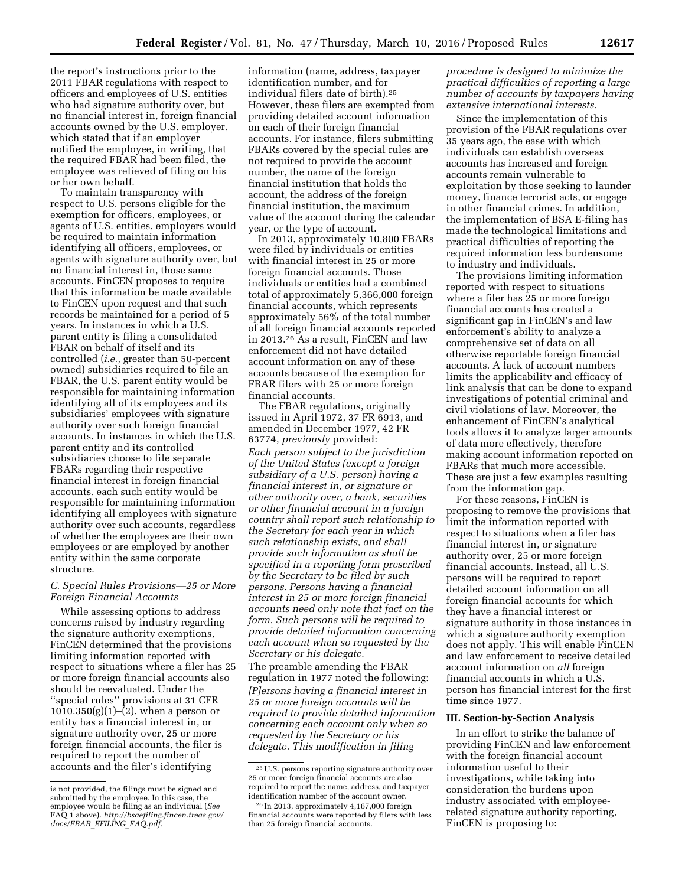the report's instructions prior to the 2011 FBAR regulations with respect to officers and employees of U.S. entities who had signature authority over, but no financial interest in, foreign financial accounts owned by the U.S. employer, which stated that if an employer notified the employee, in writing, that the required FBAR had been filed, the employee was relieved of filing on his or her own behalf.

To maintain transparency with respect to U.S. persons eligible for the exemption for officers, employees, or agents of U.S. entities, employers would be required to maintain information identifying all officers, employees, or agents with signature authority over, but no financial interest in, those same accounts. FinCEN proposes to require that this information be made available to FinCEN upon request and that such records be maintained for a period of 5 years. In instances in which a U.S. parent entity is filing a consolidated FBAR on behalf of itself and its controlled (*i.e.,* greater than 50-percent owned) subsidiaries required to file an FBAR, the U.S. parent entity would be responsible for maintaining information identifying all of its employees and its subsidiaries' employees with signature authority over such foreign financial accounts. In instances in which the U.S. parent entity and its controlled subsidiaries choose to file separate FBARs regarding their respective financial interest in foreign financial accounts, each such entity would be responsible for maintaining information identifying all employees with signature authority over such accounts, regardless of whether the employees are their own employees or are employed by another entity within the same corporate structure.

### *C. Special Rules Provisions—25 or More Foreign Financial Accounts*

While assessing options to address concerns raised by industry regarding the signature authority exemptions, FinCEN determined that the provisions limiting information reported with respect to situations where a filer has 25 or more foreign financial accounts also should be reevaluated. Under the ''special rules'' provisions at 31 CFR 1010.350(g)(1)–(2), when a person or entity has a financial interest in, or signature authority over, 25 or more foreign financial accounts, the filer is required to report the number of accounts and the filer's identifying information (name, address, taxpayer identification number, and for individual filers date of birth).[25] However, these filers are exempted from providing detailed account information on each of their foreign financial accounts. For instance, filers submitting FBARs covered by the special rules are not required to provide the account number, the name of the foreign financial institution that holds the account, the address of the foreign financial institution, the maximum value of the account during the calendar year, or the type of account.

In 2013, approximately 10,800 FBARs were filed by individuals or entities with financial interest in 25 or more foreign financial accounts. Those individuals or entities had a combined total of approximately 5,366,000 foreign financial accounts, which represents approximately 56% of the total number of all foreign financial accounts reported in 2013.[26] As a result, FinCEN and law enforcement did not have detailed account information on any of these accounts because of the exemption for FBAR filers with 25 or more foreign financial accounts.

The FBAR regulations, originally issued in April 1972, 37 FR 6913, and amended in December 1977, 42 FR 63774, *previously* provided:

*Each person subject to the jurisdiction of the United States (except a foreign subsidiary of a U.S. person) having a financial interest in, or signature or other authority over, a bank, securities or other financial account in a foreign country shall report such relationship to the Secretary for each year in which such relationship exists, and shall provide such information as shall be specified in a reporting form prescribed by the Secretary to be filed by such persons. Persons having a financial interest in 25 or more foreign financial accounts need only note that fact on the form. Such persons will be required to provide detailed information concerning each account when so requested by the Secretary or his delegate.*

The preamble amending the FBAR regulation in 1977 noted the following:

*[P]ersons having a financial interest in 25 or more foreign accounts will be required to provide detailed information concerning each account only when so requested by the Secretary or his delegate. This modification in filing procedure is designed to minimize the practical difficulties of reporting a large number of accounts by taxpayers having extensive international interests.*

Since the implementation of this provision of the FBAR regulations over 35 years ago, the ease with which individuals can establish overseas accounts has increased and foreign accounts remain vulnerable to exploitation by those seeking to launder money, finance terrorist acts, or engage in other financial crimes. In addition, the implementation of BSA E-filing has made the technological limitations and practical difficulties of reporting the required information less burdensome to industry and individuals.

The provisions limiting information reported with respect to situations where a filer has 25 or more foreign financial accounts has created a significant gap in FinCEN's and law enforcement's ability to analyze a comprehensive set of data on all otherwise reportable foreign financial accounts. A lack of account numbers limits the applicability and efficacy of link analysis that can be done to expand investigations of potential criminal and civil violations of law. Moreover, the enhancement of FinCEN's analytical tools allows it to analyze larger amounts of data more effectively, therefore making account information reported on FBARs that much more accessible. These are just a few examples resulting from the information gap.

For these reasons, FinCEN is proposing to remove the provisions that limit the information reported with respect to situations where a filer has financial interest in, or signature authority over, 25 or more foreign financial accounts. Instead, all U.S. persons will be required to report detailed account information on all foreign financial accounts for which they have a financial interest or signature authority in those instances in which a signature authority exemption does not apply. This will enable FinCEN and law enforcement to receive detailed account information on *all* foreign financial accounts in which a U.S. person has financial interest for the first time since 1977.

## III. Section-by-Section Analysis

In an effort to strike the balance of providing FinCEN and law enforcement with the foreign financial account information useful to their investigations, while taking into consideration the burdens upon industry associated with employee-related signature authority reporting, FinCEN is proposing to:

---

is not provided, the filings must be signed and submitted by the employee. In this case, the employee would be filing as an individual (*See* FAQ 1 above). *http://bsaefiling.fincen.treas.gov/docs/FBAR_EFILING_FAQ.pdf.*

[25] U.S. persons reporting signature authority over 25 or more foreign financial accounts are also required to report the name, address, and taxpayer identification number of the account owner.

[26] In 2013, approximately 4,167,000 foreign financial accounts were reported by filers with less than 25 foreign financial accounts.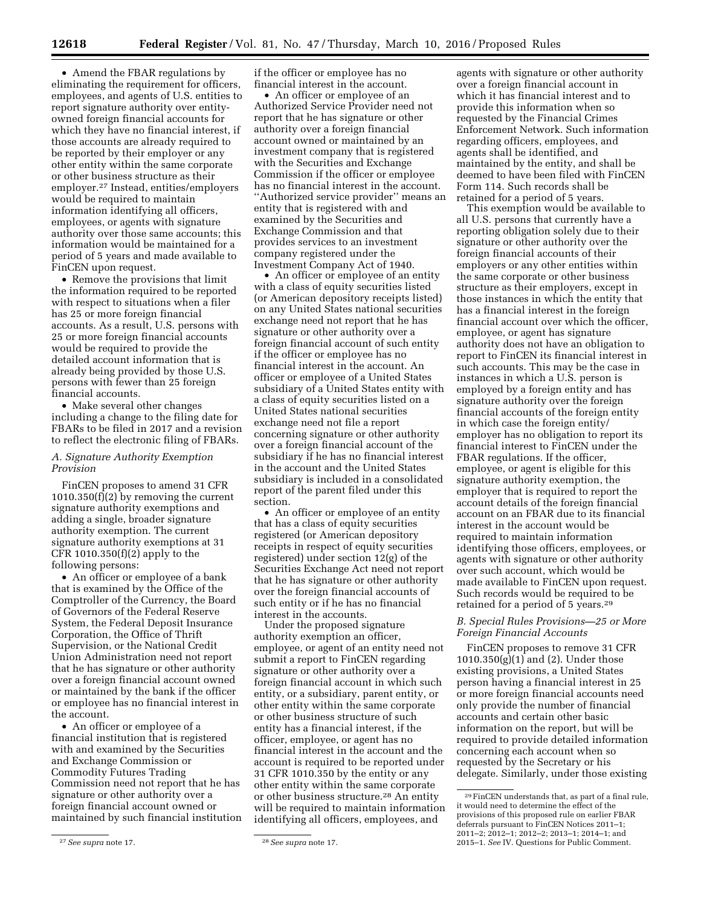- Amend the FBAR regulations by eliminating the requirement for officers, employees, and agents of U.S. entities to report signature authority over entity-owned foreign financial accounts for which they have no financial interest, if those accounts are already required to be reported by their employer or any other entity within the same corporate or other business structure as their employer.[27] Instead, entities/employers would be required to maintain information identifying all officers, employees, or agents with signature authority over those same accounts; this information would be maintained for a period of 5 years and made available to FinCEN upon request.
- Remove the provisions that limit the information required to be reported with respect to situations when a filer has 25 or more foreign financial accounts. As a result, U.S. persons with 25 or more foreign financial accounts would be required to provide the detailed account information that is already being provided by those U.S. persons with fewer than 25 foreign financial accounts.
- Make several other changes including a change to the filing date for FBARs to be filed in 2017 and a revision to reflect the electronic filing of FBARs.

### *A. Signature Authority Exemption Provision*

FinCEN proposes to amend 31 CFR 1010.350(f)(2) by removing the current signature authority exemptions and adding a single, broader signature authority exemption. The current signature authority exemptions at 31 CFR 1010.350(f)(2) apply to the following persons:

- An officer or employee of a bank that is examined by the Office of the Comptroller of the Currency, the Board of Governors of the Federal Reserve System, the Federal Deposit Insurance Corporation, the Office of Thrift Supervision, or the National Credit Union Administration need not report that he has signature or other authority over a foreign financial account owned or maintained by the bank if the officer or employee has no financial interest in the account.
- An officer or employee of a financial institution that is registered with and examined by the Securities and Exchange Commission or Commodity Futures Trading Commission need not report that he has signature or other authority over a foreign financial account owned or maintained by such financial institution if the officer or employee has no financial interest in the account.
- An officer or employee of an Authorized Service Provider need not report that he has signature or other authority over a foreign financial account owned or maintained by an investment company that is registered with the Securities and Exchange Commission if the officer or employee has no financial interest in the account. ''Authorized service provider'' means an entity that is registered with and examined by the Securities and Exchange Commission and that provides services to an investment company registered under the Investment Company Act of 1940.
- An officer or employee of an entity with a class of equity securities listed (or American depository receipts listed) on any United States national securities exchange need not report that he has signature or other authority over a foreign financial account of such entity if the officer or employee has no financial interest in the account. An officer or employee of a United States subsidiary of a United States entity with a class of equity securities listed on a United States national securities exchange need not file a report concerning signature or other authority over a foreign financial account of the subsidiary if he has no financial interest in the account and the United States subsidiary is included in a consolidated report of the parent filed under this section.
- An officer or employee of an entity that has a class of equity securities registered (or American depository receipts in respect of equity securities registered) under section 12(g) of the Securities Exchange Act need not report that he has signature or other authority over the foreign financial accounts of such entity or if he has no financial interest in the accounts.

Under the proposed signature authority exemption an officer, employee, or agent of an entity need not submit a report to FinCEN regarding signature or other authority over a foreign financial account in which such entity, or a subsidiary, parent entity, or other entity within the same corporate or other business structure of such entity has a financial interest, if the officer, employee, or agent has no financial interest in the account and the account is required to be reported under 31 CFR 1010.350 by the entity or any other entity within the same corporate or other business structure.[28] An entity will be required to maintain information identifying all officers, employees, and agents with signature or other authority over a foreign financial account in which it has financial interest and to provide this information when so requested by the Financial Crimes Enforcement Network. Such information regarding officers, employees, and agents shall be identified, and maintained by the entity, and shall be deemed to have been filed with FinCEN Form 114. Such records shall be retained for a period of 5 years.

This exemption would be available to all U.S. persons that currently have a reporting obligation solely due to their signature or other authority over the foreign financial accounts of their employers or any other entities within the same corporate or other business structure as their employers, except in those instances in which the entity that has a financial interest in the foreign financial account over which the officer, employee, or agent has signature authority does not have an obligation to report to FinCEN its financial interest in such accounts. This may be the case in instances in which a U.S. person is employed by a foreign entity and has signature authority over the foreign financial accounts of the foreign entity in which case the foreign entity/employer has no obligation to report its financial interest to FinCEN under the FBAR regulations. If the officer, employee, or agent is eligible for this signature authority exemption, the employer that is required to report the account details of the foreign financial account on an FBAR due to its financial interest in the account would be required to maintain information identifying those officers, employees, or agents with signature or other authority over such account, which would be made available to FinCEN upon request. Such records would be required to be retained for a period of 5 years.[29]

### *B. Special Rules Provisions—25 or More Foreign Financial Accounts*

FinCEN proposes to remove 31 CFR 1010.350(g)(1) and (2). Under those existing provisions, a United States person having a financial interest in 25 or more foreign financial accounts need only provide the number of financial accounts and certain other basic information on the report, but will be required to provide detailed information concerning each account when so requested by the Secretary or his delegate. Similarly, under those existing

---

[27] *See supra* note 17.

[28] *See supra* note 17.

[29] FinCEN understands that, as part of a final rule, it would need to determine the effect of the provisions of this proposed rule on earlier FBAR deferrals pursuant to FinCEN Notices 2011–1; 2011–2; 2012–1; 2012–2; 2013–1; 2014–1; and 2015–1. *See* IV. Questions for Public Comment.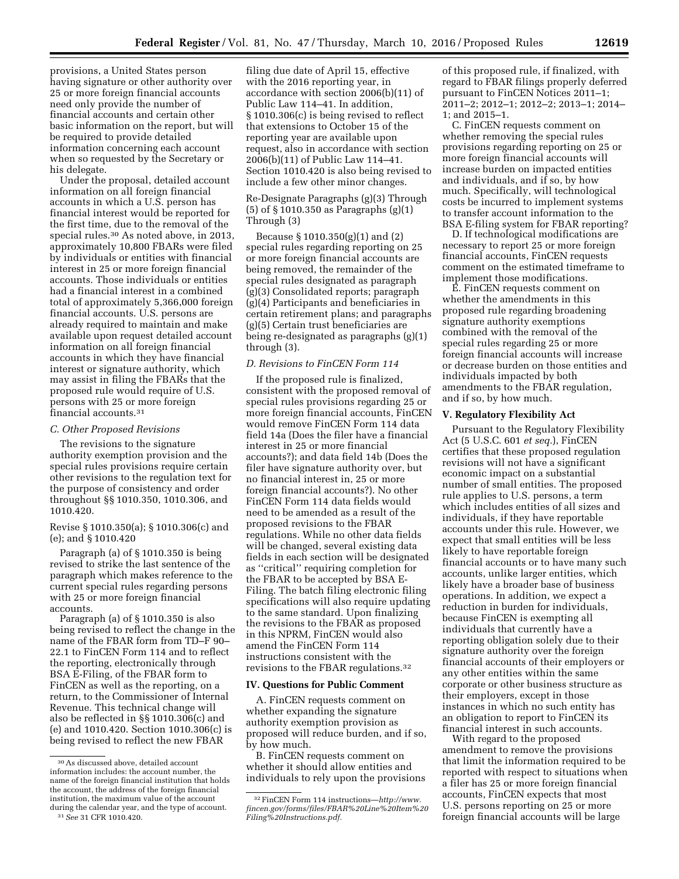provisions, a United States person having signature or other authority over 25 or more foreign financial accounts need only provide the number of financial accounts and certain other basic information on the report, but will be required to provide detailed information concerning each account when so requested by the Secretary or his delegate.

Under the proposal, detailed account information on all foreign financial accounts in which a U.S. person has financial interest would be reported for the first time, due to the removal of the special rules.[30] As noted above, in 2013, approximately 10,800 FBARs were filed by individuals or entities with financial interest in 25 or more foreign financial accounts. Those individuals or entities had a financial interest in a combined total of approximately 5,366,000 foreign financial accounts. U.S. persons are already required to maintain and make available upon request detailed account information on all foreign financial accounts in which they have financial interest or signature authority, which may assist in filing the FBARs that the proposed rule would require of U.S. persons with 25 or more foreign financial accounts.[31]

### C. Other Proposed Revisions

The revisions to the signature authority exemption provision and the special rules provisions require certain other revisions to the regulation text for the purpose of consistency and order throughout §§ 1010.350, 1010.306, and 1010.420.

Revise § 1010.350(a); § 1010.306(c) and (e); and § 1010.420

Paragraph (a) of § 1010.350 is being revised to strike the last sentence of the paragraph which makes reference to the current special rules regarding persons with 25 or more foreign financial accounts.

Paragraph (a) of § 1010.350 is also being revised to reflect the change in the name of the FBAR form from TD–F 90–22.1 to FinCEN Form 114 and to reflect the reporting, electronically through BSA E-Filing, of the FBAR form to FinCEN as well as the reporting, on a return, to the Commissioner of Internal Revenue. This technical change will also be reflected in §§ 1010.306(c) and (e) and 1010.420. Section 1010.306(c) is being revised to reflect the new FBAR filing due date of April 15, effective with the 2016 reporting year, in accordance with section 2006(b)(11) of Public Law 114–41. In addition, § 1010.306(c) is being revised to reflect that extensions to October 15 of the reporting year are available upon request, also in accordance with section 2006(b)(11) of Public Law 114–41. Section 1010.420 is also being revised to include a few other minor changes.

Re-Designate Paragraphs (g)(3) Through (5) of § 1010.350 as Paragraphs (g)(1) Through (3)

Because § 1010.350(g)(1) and (2) special rules regarding reporting on 25 or more foreign financial accounts are being removed, the remainder of the special rules designated as paragraph (g)(3) Consolidated reports; paragraph (g)(4) Participants and beneficiaries in certain retirement plans; and paragraphs (g)(5) Certain trust beneficiaries are being re-designated as paragraphs (g)(1) through (3).

### D. Revisions to FinCEN Form 114

If the proposed rule is finalized, consistent with the proposed removal of special rules provisions regarding 25 or more foreign financial accounts, FinCEN would remove FinCEN Form 114 data field 14a (Does the filer have a financial interest in 25 or more financial accounts?); and data field 14b (Does the filer have signature authority over, but no financial interest in, 25 or more foreign financial accounts?). No other FinCEN Form 114 data fields would need to be amended as a result of the proposed revisions to the FBAR regulations. While no other data fields will be changed, several existing data fields in each section will be designated as ''critical'' requiring completion for the FBAR to be accepted by BSA E-Filing. The batch filing electronic filing specifications will also require updating to the same standard. Upon finalizing the revisions to the FBAR as proposed in this NPRM, FinCEN would also amend the FinCEN Form 114 instructions consistent with the revisions to the FBAR regulations.[32]

## IV. Questions for Public Comment

A. FinCEN requests comment on whether expanding the signature authority exemption provision as proposed will reduce burden, and if so, by how much.

B. FinCEN requests comment on whether it should allow entities and individuals to rely upon the provisions of this proposed rule, if finalized, with regard to FBAR filings properly deferred pursuant to FinCEN Notices 2011–1; 2011–2; 2012–1; 2012–2; 2013–1; 2014–1; and 2015–1.

C. FinCEN requests comment on whether removing the special rules provisions regarding reporting on 25 or more foreign financial accounts will increase burden on impacted entities and individuals, and if so, by how much. Specifically, will technological costs be incurred to implement systems to transfer account information to the BSA E-filing system for FBAR reporting?

D. If technological modifications are necessary to report 25 or more foreign financial accounts, FinCEN requests comment on the estimated timeframe to implement those modifications.

E. FinCEN requests comment on whether the amendments in this proposed rule regarding broadening signature authority exemptions combined with the removal of the special rules regarding 25 or more foreign financial accounts will increase or decrease burden on those entities and individuals impacted by both amendments to the FBAR regulation, and if so, by how much.

## V. Regulatory Flexibility Act

Pursuant to the Regulatory Flexibility Act (5 U.S.C. 601 *et seq.*), FinCEN certifies that these proposed regulation revisions will not have a significant economic impact on a substantial number of small entities. The proposed rule applies to U.S. persons, a term which includes entities of all sizes and individuals, if they have reportable accounts under this rule. However, we expect that small entities will be less likely to have reportable foreign financial accounts or to have many such accounts, unlike larger entities, which likely have a broader base of business operations. In addition, we expect a reduction in burden for individuals, because FinCEN is exempting all individuals that currently have a reporting obligation solely due to their signature authority over the foreign financial accounts of their employers or any other entities within the same corporate or other business structure as their employers, except in those instances in which no such entity has an obligation to report to FinCEN its financial interest in such accounts.

With regard to the proposed amendment to remove the provisions that limit the information required to be reported with respect to situations when a filer has 25 or more foreign financial accounts, FinCEN expects that most U.S. persons reporting on 25 or more foreign financial accounts will be large

---

[30] As discussed above, detailed account information includes: the account number, the name of the foreign financial institution that holds the account, the address of the foreign financial institution, the maximum value of the account during the calendar year, and the type of account.

[31] *See* 31 CFR 1010.420.

[32] FinCEN Form 114 instructions—*http://www.fincen.gov/forms/files/FBAR%20Line%20Item%20Filing%20Instructions.pdf.*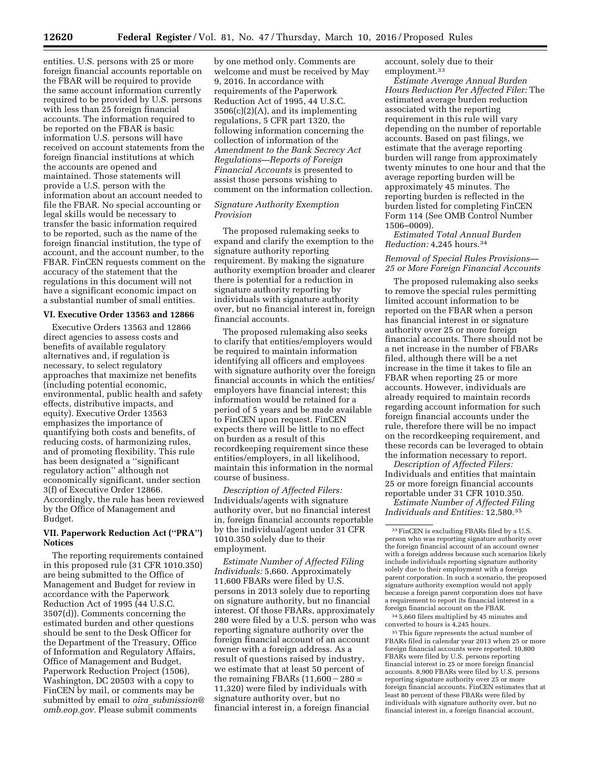entities. U.S. persons with 25 or more foreign financial accounts reportable on the FBAR will be required to provide the same account information currently required to be provided by U.S. persons with less than 25 foreign financial accounts. The information required to be reported on the FBAR is basic information U.S. persons will have received on account statements from the foreign financial institutions at which the accounts are opened and maintained. Those statements will provide a U.S. person with the information about an account needed to file the FBAR. No special accounting or legal skills would be necessary to transfer the basic information required to be reported, such as the name of the foreign financial institution, the type of account, and the account number, to the FBAR. FinCEN requests comment on the accuracy of the statement that the regulations in this document will not have a significant economic impact on a substantial number of small entities.

## VI. Executive Order 13563 and 12866

Executive Orders 13563 and 12866 direct agencies to assess costs and benefits of available regulatory alternatives and, if regulation is necessary, to select regulatory approaches that maximize net benefits (including potential economic, environmental, public health and safety effects, distributive impacts, and equity). Executive Order 13563 emphasizes the importance of quantifying both costs and benefits, of reducing costs, of harmonizing rules, and of promoting flexibility. This rule has been designated a ''significant regulatory action'' although not economically significant, under section 3(f) of Executive Order 12866. Accordingly, the rule has been reviewed by the Office of Management and Budget.

## VII. Paperwork Reduction Act (''PRA'') Notices

The reporting requirements contained in this proposed rule (31 CFR 1010.350) are being submitted to the Office of Management and Budget for review in accordance with the Paperwork Reduction Act of 1995 (44 U.S.C. 3507(d)). Comments concerning the estimated burden and other questions should be sent to the Desk Officer for the Department of the Treasury, Office of Information and Regulatory Affairs, Office of Management and Budget, Paperwork Reduction Project (1506), Washington, DC 20503 with a copy to FinCEN by mail, or comments may be submitted by email to *oira_submission@omb.eop.gov.* Please submit comments by one method only. Comments are welcome and must be received by May 9, 2016. In accordance with requirements of the Paperwork Reduction Act of 1995, 44 U.S.C. 3506(c)(2)(A), and its implementing regulations, 5 CFR part 1320, the following information concerning the collection of information of the *Amendment to the Bank Secrecy Act Regulations—Reports of Foreign Financial Accounts* is presented to assist those persons wishing to comment on the information collection.

### *Signature Authority Exemption Provision*

The proposed rulemaking seeks to expand and clarify the exemption to the signature authority reporting requirement. By making the signature authority exemption broader and clearer there is potential for a reduction in signature authority reporting by individuals with signature authority over, but no financial interest in, foreign financial accounts.

The proposed rulemaking also seeks to clarify that entities/employers would be required to maintain information identifying all officers and employees with signature authority over the foreign financial accounts in which the entities/employers have financial interest; this information would be retained for a period of 5 years and be made available to FinCEN upon request. FinCEN expects there will be little to no effect on burden as a result of this recordkeeping requirement since these entities/employers, in all likelihood, maintain this information in the normal course of business.

*Description of Affected Filers:* Individuals/agents with signature authority over, but no financial interest in, foreign financial accounts reportable by the individual/agent under 31 CFR 1010.350 solely due to their employment.

*Estimate Number of Affected Filing Individuals:* 5,660. Approximately 11,600 FBARs were filed by U.S. persons in 2013 solely due to reporting on signature authority, but no financial interest. Of those FBARs, approximately 280 were filed by a U.S. person who was reporting signature authority over the foreign financial account of an account owner with a foreign address. As a result of questions raised by industry, we estimate that at least 50 percent of the remaining FBARs (11,600 − 280 = 11,320) were filed by individuals with signature authority over, but no financial interest in, a foreign financial account, solely due to their employment.[33]

*Estimate Average Annual Burden Hours Reduction Per Affected Filer:* The estimated average burden reduction associated with the reporting requirement in this rule will vary depending on the number of reportable accounts. Based on past filings, we estimate that the average reporting burden will range from approximately twenty minutes to one hour and that the average reporting burden will be approximately 45 minutes. The reporting burden is reflected in the burden listed for completing FinCEN Form 114 (See OMB Control Number 1506–0009).

*Estimated Total Annual Burden Reduction:* 4,245 hours.[34]

### *Removal of Special Rules Provisions—25 or More Foreign Financial Accounts*

The proposed rulemaking also seeks to remove the special rules permitting limited account information to be reported on the FBAR when a person has financial interest in or signature authority over 25 or more foreign financial accounts. There should not be a net increase in the number of FBARs filed, although there will be a net increase in the time it takes to file an FBAR when reporting 25 or more accounts. However, individuals are already required to maintain records regarding account information for such foreign financial accounts under the rule, therefore there will be no impact on the recordkeeping requirement, and these records can be leveraged to obtain the information necessary to report.

*Description of Affected Filers:* Individuals and entities that maintain 25 or more foreign financial accounts reportable under 31 CFR 1010.350.

*Estimate Number of Affected Filing Individuals and Entities:* 12,580.[35]

---

[33] FinCEN is excluding FBARs filed by a U.S. person who was reporting signature authority over the foreign financial account of an account owner with a foreign address because such scenarios likely include individuals reporting signature authority solely due to their employment with a foreign parent corporation. In such a scenario, the proposed signature authority exemption would not apply because a foreign parent corporation does not have a requirement to report its financial interest in a foreign financial account on the FBAR.

[34] 5,660 filers multiplied by 45 minutes and converted to hours is 4,245 hours.

[35] This figure represents the actual number of FBARs filed in calendar year 2013 when 25 or more foreign financial accounts were reported. 10,800 FBARs were filed by U.S. persons reporting financial interest in 25 or more foreign financial accounts. 8,900 FBARs were filed by U.S. persons reporting signature authority over 25 or more foreign financial accounts. FinCEN estimates that at least 80 percent of these FBARs were filed by individuals with signature authority over, but no financial interest in, a foreign financial account,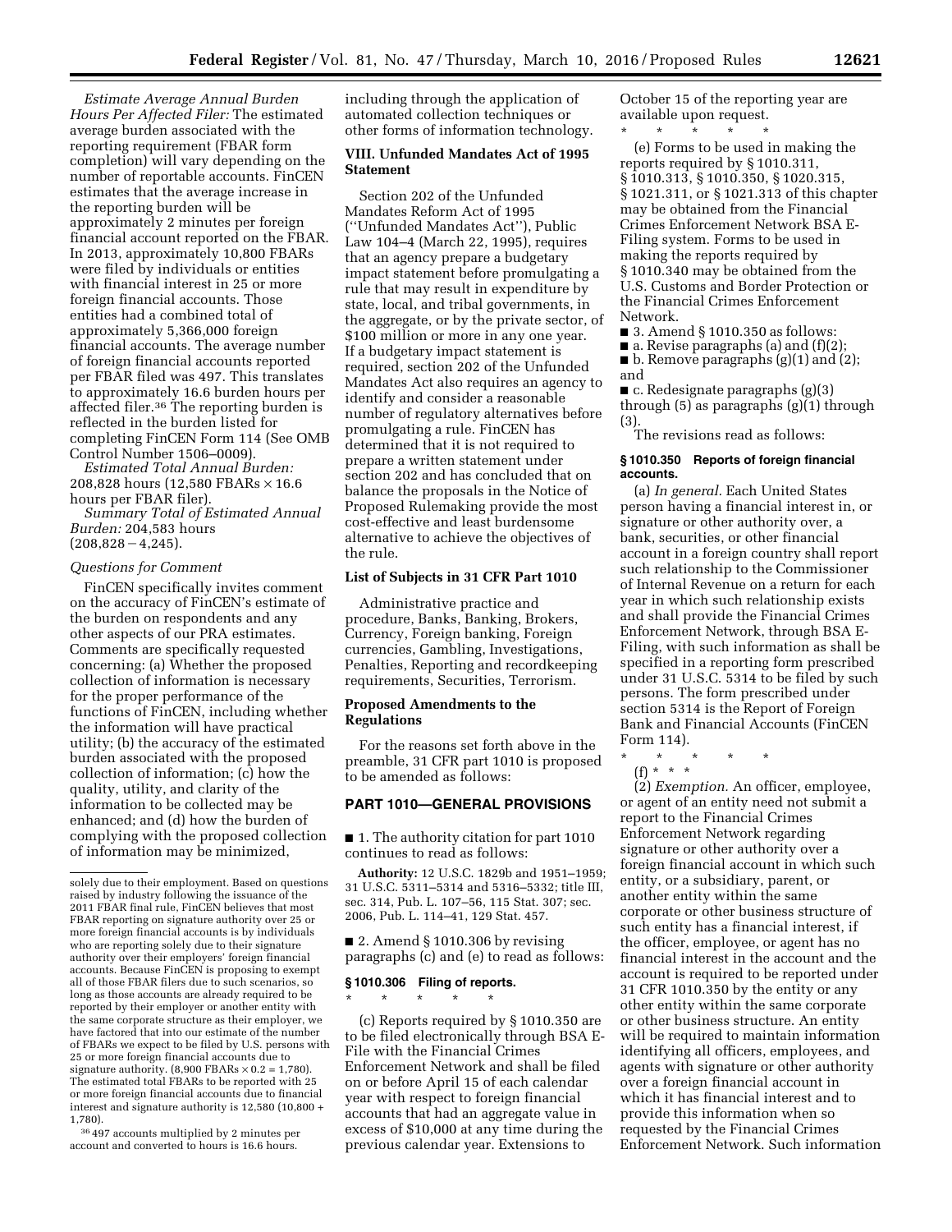*Estimate Average Annual Burden Hours Per Affected Filer:* The estimated average burden associated with the reporting requirement (FBAR form completion) will vary depending on the number of reportable accounts. FinCEN estimates that the average increase in the reporting burden will be approximately 2 minutes per foreign financial account reported on the FBAR. In 2013, approximately 10,800 FBARs were filed by individuals or entities with financial interest in 25 or more foreign financial accounts. Those entities had a combined total of approximately 5,366,000 foreign financial accounts. The average number of foreign financial accounts reported per FBAR filed was 497. This translates to approximately 16.6 burden hours per affected filer.[36] The reporting burden is reflected in the burden listed for completing FinCEN Form 114 (See OMB Control Number 1506–0009).

*Estimated Total Annual Burden:* 208,828 hours (12,580 FBARs × 16.6 hours per FBAR filer).

*Summary Total of Estimated Annual Burden:* 204,583 hours (208,828 − 4,245).

*Questions for Comment*

FinCEN specifically invites comment on the accuracy of FinCEN's estimate of the burden on respondents and any other aspects of our PRA estimates. Comments are specifically requested concerning: (a) Whether the proposed collection of information is necessary for the proper performance of the functions of FinCEN, including whether the information will have practical utility; (b) the accuracy of the estimated burden associated with the proposed collection of information; (c) how the quality, utility, and clarity of the information to be collected may be enhanced; and (d) how the burden of complying with the proposed collection of information may be minimized, including through the application of automated collection techniques or other forms of information technology.

### VIII. Unfunded Mandates Act of 1995 Statement

Section 202 of the Unfunded Mandates Reform Act of 1995 (''Unfunded Mandates Act''), Public Law 104–4 (March 22, 1995), requires that an agency prepare a budgetary impact statement before promulgating a rule that may result in expenditure by state, local, and tribal governments, in the aggregate, or by the private sector, of $100 million or more in any one year. If a budgetary impact statement is required, section 202 of the Unfunded Mandates Act also requires an agency to identify and consider a reasonable number of regulatory alternatives before promulgating a rule. FinCEN has determined that it is not required to prepare a written statement under section 202 and has concluded that on balance the proposals in the Notice of Proposed Rulemaking provide the most cost-effective and least burdensome alternative to achieve the objectives of the rule.

### List of Subjects in 31 CFR Part 1010

Administrative practice and procedure, Banks, Banking, Brokers, Currency, Foreign banking, Foreign currencies, Gambling, Investigations, Penalties, Reporting and recordkeeping requirements, Securities, Terrorism.

### Proposed Amendments to the Regulations

For the reasons set forth above in the preamble, 31 CFR part 1010 is proposed to be amended as follows:

## PART 1010—GENERAL PROVISIONS

■ 1. The authority citation for part 1010 continues to read as follows:

**Authority:** 12 U.S.C. 1829b and 1951–1959; 31 U.S.C. 5311–5314 and 5316–5332; title III, sec. 314, Pub. L. 107–56, 115 Stat. 307; sec. 2006, Pub. L. 114–41, 129 Stat. 457.

■ 2. Amend § 1010.306 by revising paragraphs (c) and (e) to read as follows:

**§ 1010.306 Filing of reports.**

\* \* \* \* \*

(c) Reports required by § 1010.350 are to be filed electronically through BSA E-File with the Financial Crimes Enforcement Network and shall be filed on or before April 15 of each calendar year with respect to foreign financial accounts that had an aggregate value in excess of $10,000 at any time during the previous calendar year. Extensions to October 15 of the reporting year are available upon request.

\* \* \* \* \*

(e) Forms to be used in making the reports required by § 1010.311, § 1010.313, § 1010.350, § 1020.315, § 1021.311, or § 1021.313 of this chapter may be obtained from the Financial Crimes Enforcement Network BSA E-Filing system. Forms to be used in making the reports required by § 1010.340 may be obtained from the U.S. Customs and Border Protection or the Financial Crimes Enforcement Network.

■ 3. Amend § 1010.350 as follows:

■ a. Revise paragraphs (a) and (f)(2);

■ b. Remove paragraphs (g)(1) and (2); and

■ c. Redesignate paragraphs (g)(3) through (5) as paragraphs (g)(1) through (3).

The revisions read as follows:

**§ 1010.350 Reports of foreign financial accounts.**

(a) *In general.* Each United States person having a financial interest in, or signature or other authority over, a bank, securities, or other financial account in a foreign country shall report such relationship to the Commissioner of Internal Revenue on a return for each year in which such relationship exists and shall provide the Financial Crimes Enforcement Network, through BSA E-Filing, with such information as shall be specified in a reporting form prescribed under 31 U.S.C. 5314 to be filed by such persons. The form prescribed under section 5314 is the Report of Foreign Bank and Financial Accounts (FinCEN Form 114).

\* \* \* \* \*

(f) \* \* \*

(2) *Exemption.* An officer, employee, or agent of an entity need not submit a report to the Financial Crimes Enforcement Network regarding signature or other authority over a foreign financial account in which such entity, or a subsidiary, parent, or another entity within the same corporate or other business structure of such entity has a financial interest, if the officer, employee, or agent has no financial interest in the account and the account is required to be reported under 31 CFR 1010.350 by the entity or any other entity within the same corporate or other business structure. An entity will be required to maintain information identifying all officers, employees, and agents with signature or other authority over a foreign financial account in which it has financial interest and to provide this information when so requested by the Financial Crimes Enforcement Network. Such information

---

solely due to their employment. Based on questions raised by industry following the issuance of the 2011 FBAR final rule, FinCEN believes that most FBAR reporting on signature authority over 25 or more foreign financial accounts is by individuals who are reporting solely due to their signature authority over their employers' foreign financial accounts. Because FinCEN is proposing to exempt all of those FBAR filers due to such scenarios, so long as those accounts are already required to be reported by their employer or another entity with the same corporate structure as their employer, we have factored that into our estimate of the number of FBARs we expect to be filed by U.S. persons with 25 or more foreign financial accounts due to signature authority. (8,900 FBARs × 0.2 = 1,780). The estimated total FBARs to be reported with 25 or more foreign financial accounts due to financial interest and signature authority is 12,580 (10,800 + 1,780).

[36] 497 accounts multiplied by 2 minutes per account and converted to hours is 16.6 hours.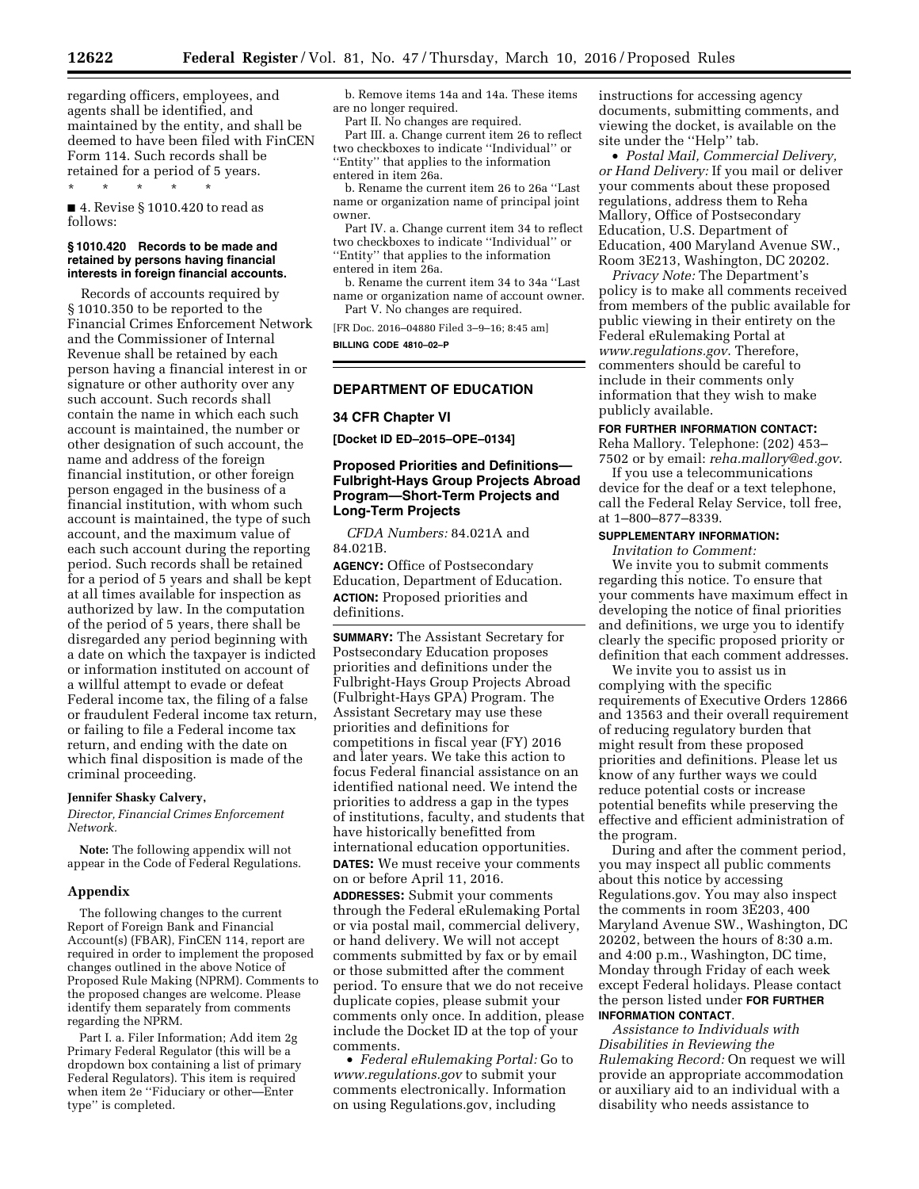regarding officers, employees, and agents shall be identified, and maintained by the entity, and shall be deemed to have been filed with FinCEN Form 114. Such records shall be retained for a period of 5 years.

\* \* \* \* \*

■ 4. Revise § 1010.420 to read as follows:

**§ 1010.420 Records to be made and retained by persons having financial interests in foreign financial accounts.**

Records of accounts required by § 1010.350 to be reported to the Financial Crimes Enforcement Network and the Commissioner of Internal Revenue shall be retained by each person having a financial interest in or signature or other authority over any such account. Such records shall contain the name in which each such account is maintained, the number or other designation of such account, the name and address of the foreign financial institution, or other foreign person engaged in the business of a financial institution, with whom such account is maintained, the type of such account, and the maximum value of each such account during the reporting period. Such records shall be retained for a period of 5 years and shall be kept at all times available for inspection as authorized by law. In the computation of the period of 5 years, there shall be disregarded any period beginning with a date on which the taxpayer is indicted or information instituted on account of a willful attempt to evade or defeat Federal income tax, the filing of a false or fraudulent Federal income tax return, or failing to file a Federal income tax return, and ending with the date on which final disposition is made of the criminal proceeding.

**Jennifer Shasky Calvery,**

*Director, Financial Crimes Enforcement Network.*

**Note:** The following appendix will not appear in the Code of Federal Regulations.

## Appendix

The following changes to the current Report of Foreign Bank and Financial Account(s) (FBAR), FinCEN 114, report are required in order to implement the proposed changes outlined in the above Notice of Proposed Rule Making (NPRM). Comments to the proposed changes are welcome. Please identify them separately from comments regarding the NPRM.

Part I. a. Filer Information; Add item 2g Primary Federal Regulator (this will be a dropdown box containing a list of primary Federal Regulators). This item is required when item 2e ''Fiduciary or other—Enter type'' is completed.

b. Remove items 14a and 14a. These items are no longer required.

Part II. No changes are required.

Part III. a. Change current item 26 to reflect two checkboxes to indicate ''Individual'' or ''Entity'' that applies to the information entered in item 26a.

b. Rename the current item 26 to 26a ''Last name or organization name of principal joint owner.

Part IV. a. Change current item 34 to reflect two checkboxes to indicate ''Individual'' or ''Entity'' that applies to the information entered in item 26a.

b. Rename the current item 34 to 34a ''Last name or organization name of account owner.

Part V. No changes are required.

[FR Doc. 2016–04880 Filed 3–9–16; 8:45 am]

**BILLING CODE 4810–02–P**

---

## DEPARTMENT OF EDUCATION

### 34 CFR Chapter VI

**[Docket ID ED–2015–OPE–0134]**

### Proposed Priorities and Definitions—Fulbright-Hays Group Projects Abroad Program—Short-Term Projects and Long-Term Projects

*CFDA Numbers:* 84.021A and 84.021B.

**AGENCY:** Office of Postsecondary Education, Department of Education.

**ACTION:** Proposed priorities and definitions.

**SUMMARY:** The Assistant Secretary for Postsecondary Education proposes priorities and definitions under the Fulbright-Hays Group Projects Abroad (Fulbright-Hays GPA) Program. The Assistant Secretary may use these priorities and definitions for competitions in fiscal year (FY) 2016 and later years. We take this action to focus Federal financial assistance on an identified national need. We intend the priorities to address a gap in the types of institutions, faculty, and students that have historically benefitted from international education opportunities.

**DATES:** We must receive your comments on or before April 11, 2016.

**ADDRESSES:** Submit your comments through the Federal eRulemaking Portal or via postal mail, commercial delivery, or hand delivery. We will not accept comments submitted by fax or by email or those submitted after the comment period. To ensure that we do not receive duplicate copies, please submit your comments only once. In addition, please include the Docket ID at the top of your comments.

- *Federal eRulemaking Portal:* Go to *www.regulations.gov* to submit your comments electronically. Information on using Regulations.gov, including instructions for accessing agency documents, submitting comments, and viewing the docket, is available on the site under the ''Help'' tab.
- *Postal Mail, Commercial Delivery, or Hand Delivery:* If you mail or deliver your comments about these proposed regulations, address them to Reha Mallory, Office of Postsecondary Education, U.S. Department of Education, 400 Maryland Avenue SW., Room 3E213, Washington, DC 20202.

*Privacy Note:* The Department's policy is to make all comments received from members of the public available for public viewing in their entirety on the Federal eRulemaking Portal at *www.regulations.gov*. Therefore, commenters should be careful to include in their comments only information that they wish to make publicly available.

**FOR FURTHER INFORMATION CONTACT:** Reha Mallory. Telephone: (202) 453–7502 or by email: *reha.mallory@ed.gov*.

If you use a telecommunications device for the deaf or a text telephone, call the Federal Relay Service, toll free, at 1–800–877–8339.

**SUPPLEMENTARY INFORMATION:**

*Invitation to Comment:*

We invite you to submit comments regarding this notice. To ensure that your comments have maximum effect in developing the notice of final priorities and definitions, we urge you to identify clearly the specific proposed priority or definition that each comment addresses.

We invite you to assist us in complying with the specific requirements of Executive Orders 12866 and 13563 and their overall requirement of reducing regulatory burden that might result from these proposed priorities and definitions. Please let us know of any further ways we could reduce potential costs or increase potential benefits while preserving the effective and efficient administration of the program.

During and after the comment period, you may inspect all public comments about this notice by accessing Regulations.gov. You may also inspect the comments in room 3E203, 400 Maryland Avenue SW., Washington, DC 20202, between the hours of 8:30 a.m. and 4:00 p.m., Washington, DC time, Monday through Friday of each week except Federal holidays. Please contact the person listed under **FOR FURTHER INFORMATION CONTACT**.

*Assistance to Individuals with Disabilities in Reviewing the Rulemaking Record:* On request we will provide an appropriate accommodation or auxiliary aid to an individual with a disability who needs assistance to